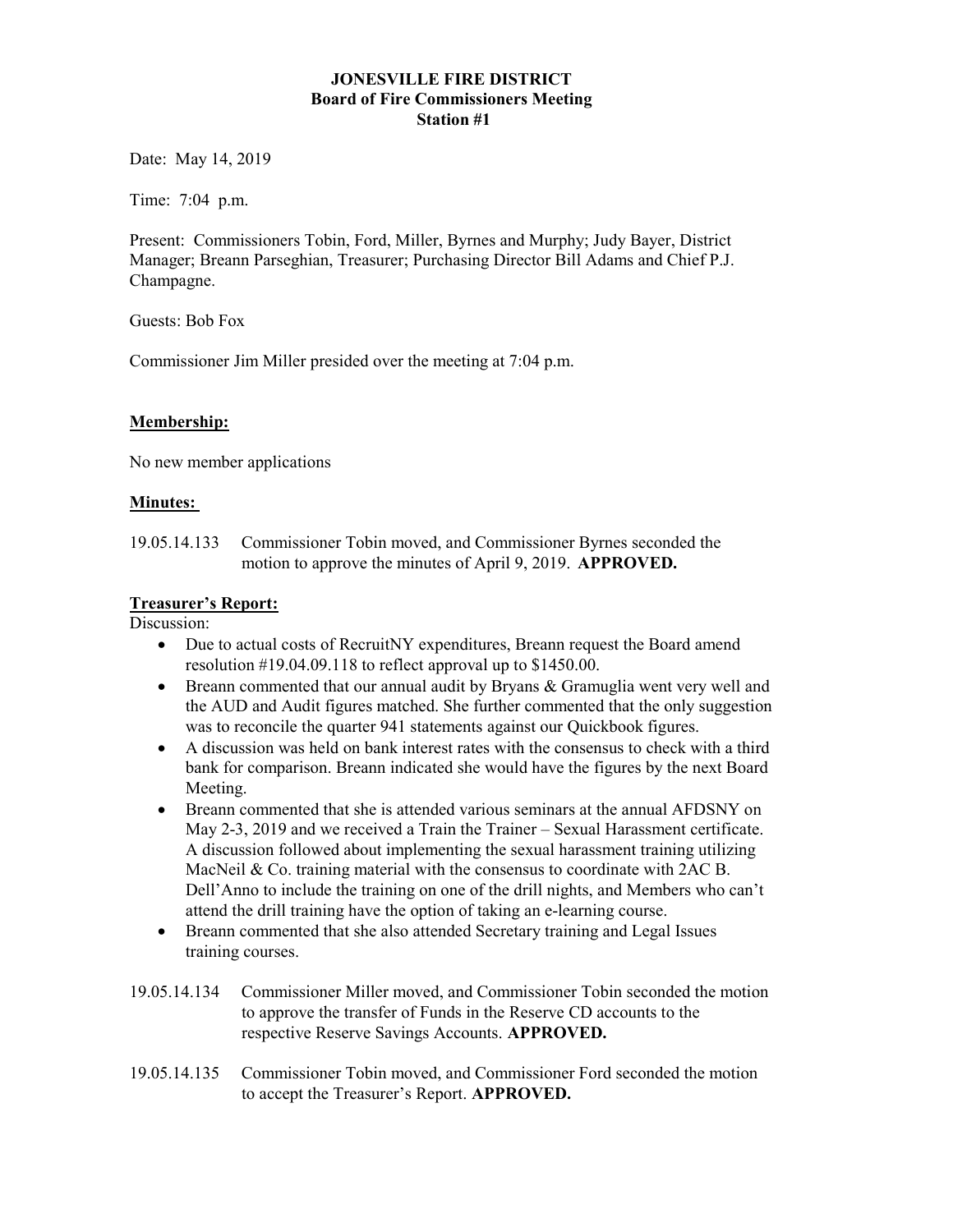**JONESVILLE FIRE DISTRICT**
**Board of Fire Commissioners Meeting**
**Station #1**

Date: May 14, 2019

Time: 7:04 p.m.

Present: Commissioners Tobin, Ford, Miller, Byrnes and Murphy; Judy Bayer, District Manager; Breann Parseghian, Treasurer; Purchasing Director Bill Adams and Chief P.J. Champagne.

Guests: Bob Fox

Commissioner Jim Miller presided over the meeting at 7:04 p.m.

## Membership:

No new member applications

## Minutes:

19.05.14.133 Commissioner Tobin moved, and Commissioner Byrnes seconded the motion to approve the minutes of April 9, 2019. **APPROVED.**

## Treasurer's Report:

Discussion:

- Due to actual costs of RecruitNY expenditures, Breann request the Board amend resolution #19.04.09.118 to reflect approval up to $1450.00.
- Breann commented that our annual audit by Bryans & Gramuglia went very well and the AUD and Audit figures matched. She further commented that the only suggestion was to reconcile the quarter 941 statements against our Quickbook figures.
- A discussion was held on bank interest rates with the consensus to check with a third bank for comparison. Breann indicated she would have the figures by the next Board Meeting.
- Breann commented that she is attended various seminars at the annual AFDSNY on May 2-3, 2019 and we received a Train the Trainer – Sexual Harassment certificate. A discussion followed about implementing the sexual harassment training utilizing MacNeil & Co. training material with the consensus to coordinate with 2AC B. Dell'Anno to include the training on one of the drill nights, and Members who can't attend the drill training have the option of taking an e-learning course.
- Breann commented that she also attended Secretary training and Legal Issues training courses.

19.05.14.134 Commissioner Miller moved, and Commissioner Tobin seconded the motion to approve the transfer of Funds in the Reserve CD accounts to the respective Reserve Savings Accounts. **APPROVED.**

19.05.14.135 Commissioner Tobin moved, and Commissioner Ford seconded the motion to accept the Treasurer's Report. **APPROVED.**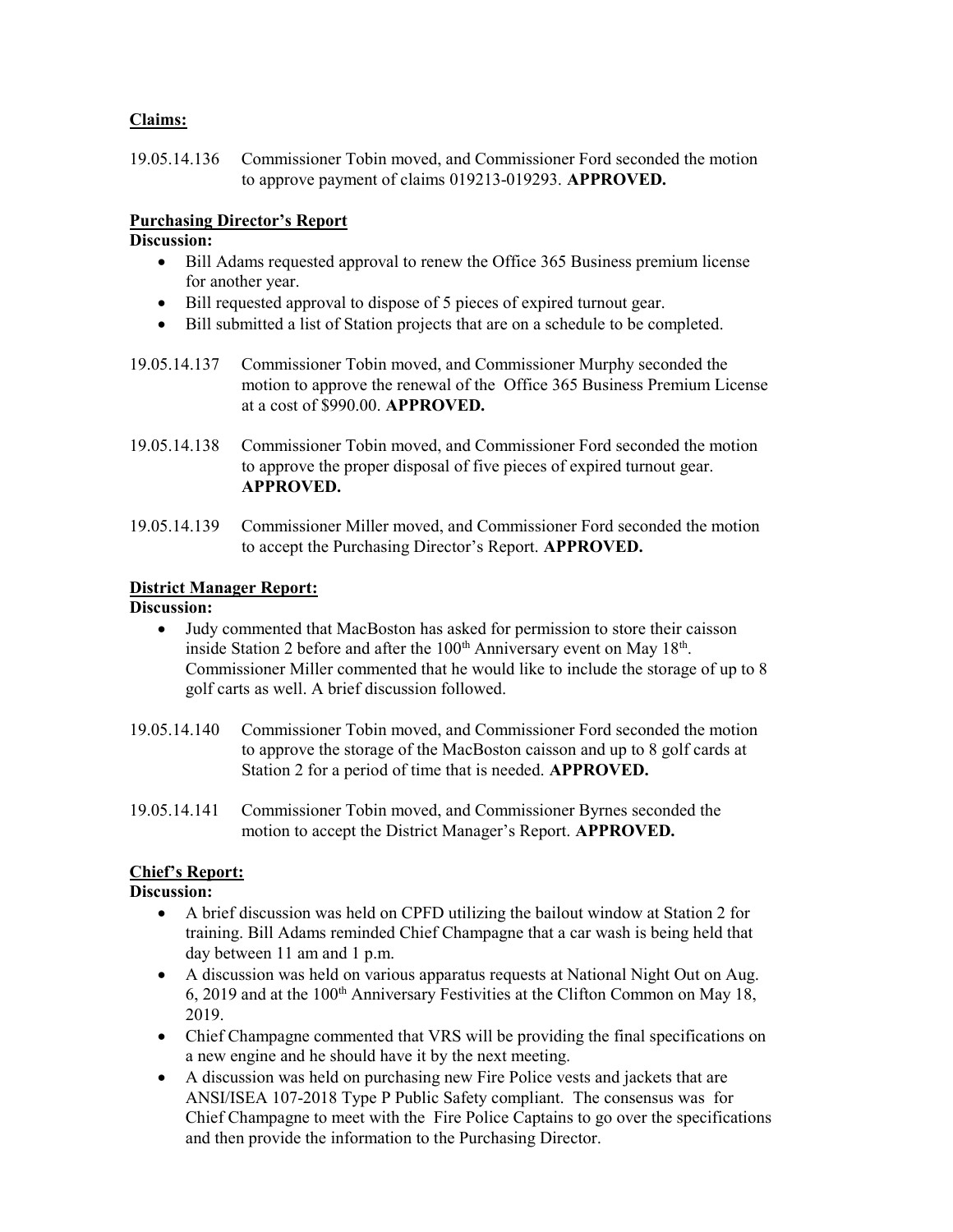**Claims:**

19.05.14.136 Commissioner Tobin moved, and Commissioner Ford seconded the motion to approve payment of claims 019213-019293. **APPROVED.**

**Purchasing Director's Report**

**Discussion:**

- Bill Adams requested approval to renew the Office 365 Business premium license for another year.
- Bill requested approval to dispose of 5 pieces of expired turnout gear.
- Bill submitted a list of Station projects that are on a schedule to be completed.

19.05.14.137 Commissioner Tobin moved, and Commissioner Murphy seconded the motion to approve the renewal of the Office 365 Business Premium License at a cost of $990.00. **APPROVED.**

19.05.14.138 Commissioner Tobin moved, and Commissioner Ford seconded the motion to approve the proper disposal of five pieces of expired turnout gear. **APPROVED.**

19.05.14.139 Commissioner Miller moved, and Commissioner Ford seconded the motion to accept the Purchasing Director's Report. **APPROVED.**

**District Manager Report:**

**Discussion:**

- Judy commented that MacBoston has asked for permission to store their caisson inside Station 2 before and after the 100th Anniversary event on May 18th. Commissioner Miller commented that he would like to include the storage of up to 8 golf carts as well. A brief discussion followed.

19.05.14.140 Commissioner Tobin moved, and Commissioner Ford seconded the motion to approve the storage of the MacBoston caisson and up to 8 golf cards at Station 2 for a period of time that is needed. **APPROVED.**

19.05.14.141 Commissioner Tobin moved, and Commissioner Byrnes seconded the motion to accept the District Manager's Report. **APPROVED.**

**Chief's Report:**

**Discussion:**

- A brief discussion was held on CPFD utilizing the bailout window at Station 2 for training. Bill Adams reminded Chief Champagne that a car wash is being held that day between 11 am and 1 p.m.
- A discussion was held on various apparatus requests at National Night Out on Aug. 6, 2019 and at the 100th Anniversary Festivities at the Clifton Common on May 18, 2019.
- Chief Champagne commented that VRS will be providing the final specifications on a new engine and he should have it by the next meeting.
- A discussion was held on purchasing new Fire Police vests and jackets that are ANSI/ISEA 107-2018 Type P Public Safety compliant. The consensus was for Chief Champagne to meet with the Fire Police Captains to go over the specifications and then provide the information to the Purchasing Director.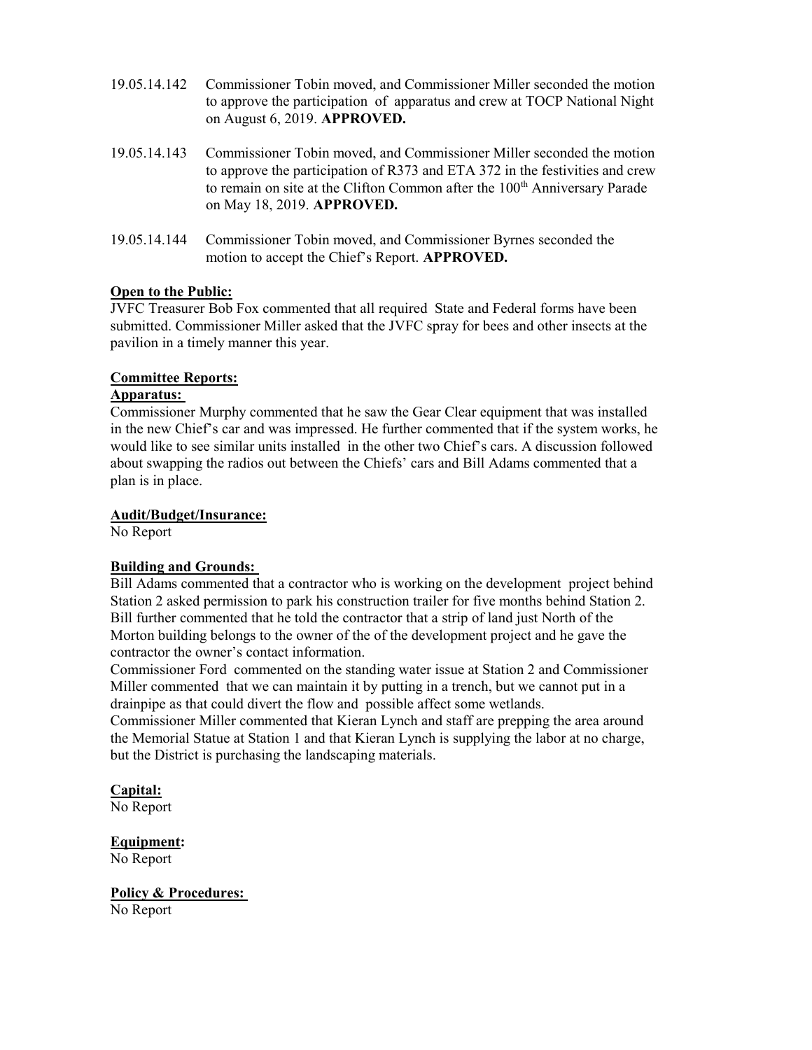19.05.14.142 Commissioner Tobin moved, and Commissioner Miller seconded the motion to approve the participation of apparatus and crew at TOCP National Night on August 6, 2019. **APPROVED.**

19.05.14.143 Commissioner Tobin moved, and Commissioner Miller seconded the motion to approve the participation of R373 and ETA 372 in the festivities and crew to remain on site at the Clifton Common after the 100th Anniversary Parade on May 18, 2019. **APPROVED.**

19.05.14.144 Commissioner Tobin moved, and Commissioner Byrnes seconded the motion to accept the Chief's Report. **APPROVED.**

**Open to the Public:**

JVFC Treasurer Bob Fox commented that all required State and Federal forms have been submitted. Commissioner Miller asked that the JVFC spray for bees and other insects at the pavilion in a timely manner this year.

**Committee Reports:**

**Apparatus:**

Commissioner Murphy commented that he saw the Gear Clear equipment that was installed in the new Chief's car and was impressed. He further commented that if the system works, he would like to see similar units installed in the other two Chief's cars. A discussion followed about swapping the radios out between the Chiefs' cars and Bill Adams commented that a plan is in place.

**Audit/Budget/Insurance:**

No Report

**Building and Grounds:**

Bill Adams commented that a contractor who is working on the development project behind Station 2 asked permission to park his construction trailer for five months behind Station 2. Bill further commented that he told the contractor that a strip of land just North of the Morton building belongs to the owner of the of the development project and he gave the contractor the owner's contact information.

Commissioner Ford commented on the standing water issue at Station 2 and Commissioner Miller commented that we can maintain it by putting in a trench, but we cannot put in a drainpipe as that could divert the flow and possible affect some wetlands.

Commissioner Miller commented that Kieran Lynch and staff are prepping the area around the Memorial Statue at Station 1 and that Kieran Lynch is supplying the labor at no charge, but the District is purchasing the landscaping materials.

**Capital:**

No Report

**Equipment:**

No Report

**Policy & Procedures:**

No Report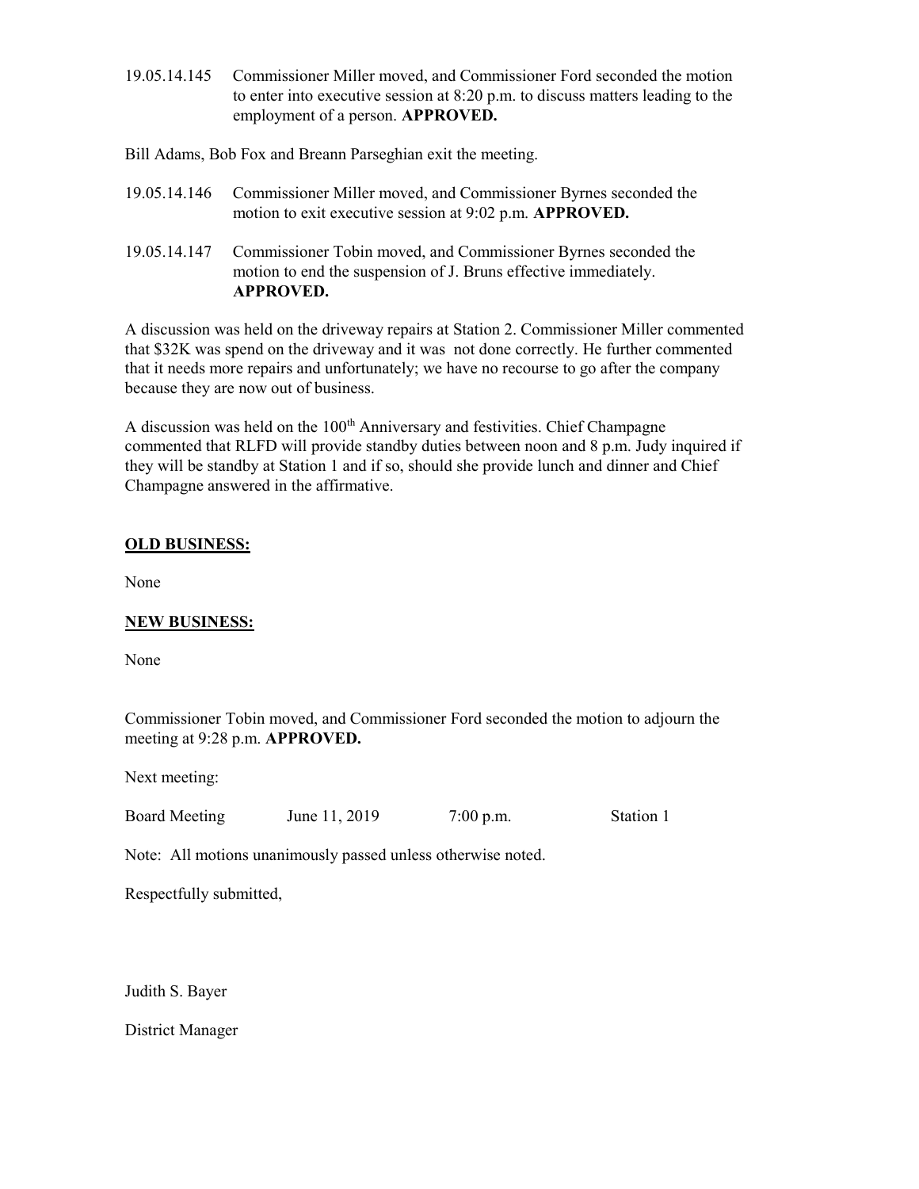19.05.14.145 Commissioner Miller moved, and Commissioner Ford seconded the motion to enter into executive session at 8:20 p.m. to discuss matters leading to the employment of a person. **APPROVED.**

Bill Adams, Bob Fox and Breann Parseghian exit the meeting.

19.05.14.146 Commissioner Miller moved, and Commissioner Byrnes seconded the motion to exit executive session at 9:02 p.m. **APPROVED.**

19.05.14.147 Commissioner Tobin moved, and Commissioner Byrnes seconded the motion to end the suspension of J. Bruns effective immediately. **APPROVED.**

A discussion was held on the driveway repairs at Station 2. Commissioner Miller commented that $32K was spend on the driveway and it was not done correctly. He further commented that it needs more repairs and unfortunately; we have no recourse to go after the company because they are now out of business.

A discussion was held on the 100th Anniversary and festivities. Chief Champagne commented that RLFD will provide standby duties between noon and 8 p.m. Judy inquired if they will be standby at Station 1 and if so, should she provide lunch and dinner and Chief Champagne answered in the affirmative.

**OLD BUSINESS:**

None

**NEW BUSINESS:**

None

Commissioner Tobin moved, and Commissioner Ford seconded the motion to adjourn the meeting at 9:28 p.m. **APPROVED.**

Next meeting:

| Board Meeting | June 11, 2019 | 7:00 p.m. | Station 1 |
|---|---|---|---|

Note: All motions unanimously passed unless otherwise noted.

Respectfully submitted,

Judith S. Bayer

District Manager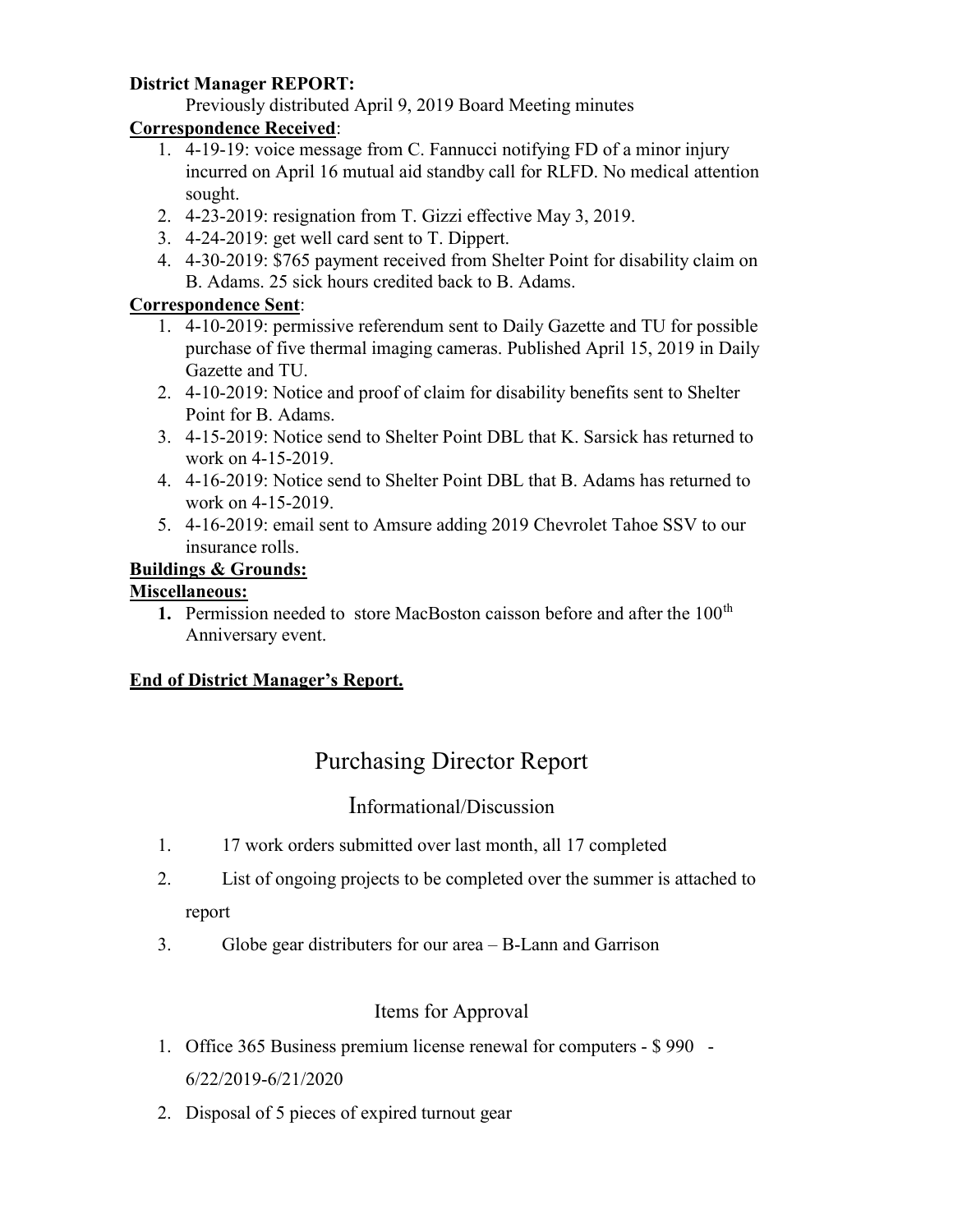**District Manager REPORT:**

Previously distributed April 9, 2019 Board Meeting minutes

**Correspondence Received**:

1. 4-19-19: voice message from C. Fannucci notifying FD of a minor injury incurred on April 16 mutual aid standby call for RLFD. No medical attention sought.
2. 4-23-2019: resignation from T. Gizzi effective May 3, 2019.
3. 4-24-2019: get well card sent to T. Dippert.
4. 4-30-2019: $765 payment received from Shelter Point for disability claim on B. Adams. 25 sick hours credited back to B. Adams.

**Correspondence Sent**:

1. 4-10-2019: permissive referendum sent to Daily Gazette and TU for possible purchase of five thermal imaging cameras. Published April 15, 2019 in Daily Gazette and TU.
2. 4-10-2019: Notice and proof of claim for disability benefits sent to Shelter Point for B. Adams.
3. 4-15-2019: Notice send to Shelter Point DBL that K. Sarsick has returned to work on 4-15-2019.
4. 4-16-2019: Notice send to Shelter Point DBL that B. Adams has returned to work on 4-15-2019.
5. 4-16-2019: email sent to Amsure adding 2019 Chevrolet Tahoe SSV to our insurance rolls.

**Buildings & Grounds:**

**Miscellaneous:**

1. Permission needed to store MacBoston caisson before and after the 100th Anniversary event.

**End of District Manager's Report.**

# Purchasing Director Report

## Informational/Discussion

1. 17 work orders submitted over last month, all 17 completed
2. List of ongoing projects to be completed over the summer is attached to report
3. Globe gear distributers for our area – B-Lann and Garrison

## Items for Approval

1. Office 365 Business premium license renewal for computers - $ 990 - 6/22/2019-6/21/2020
2. Disposal of 5 pieces of expired turnout gear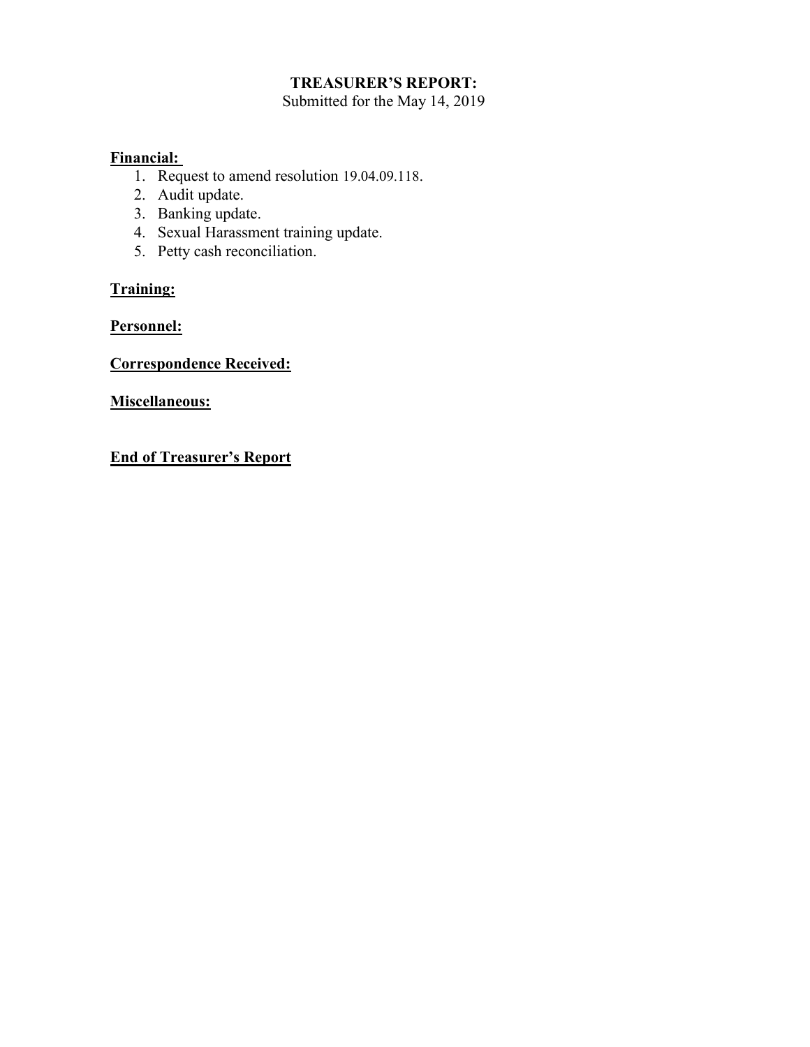# TREASURER'S REPORT:

Submitted for the May 14, 2019

**Financial:**

1. Request to amend resolution 19.04.09.118.
2. Audit update.
3. Banking update.
4. Sexual Harassment training update.
5. Petty cash reconciliation.

**Training:**

**Personnel:**

**Correspondence Received:**

**Miscellaneous:**

**End of Treasurer's Report**